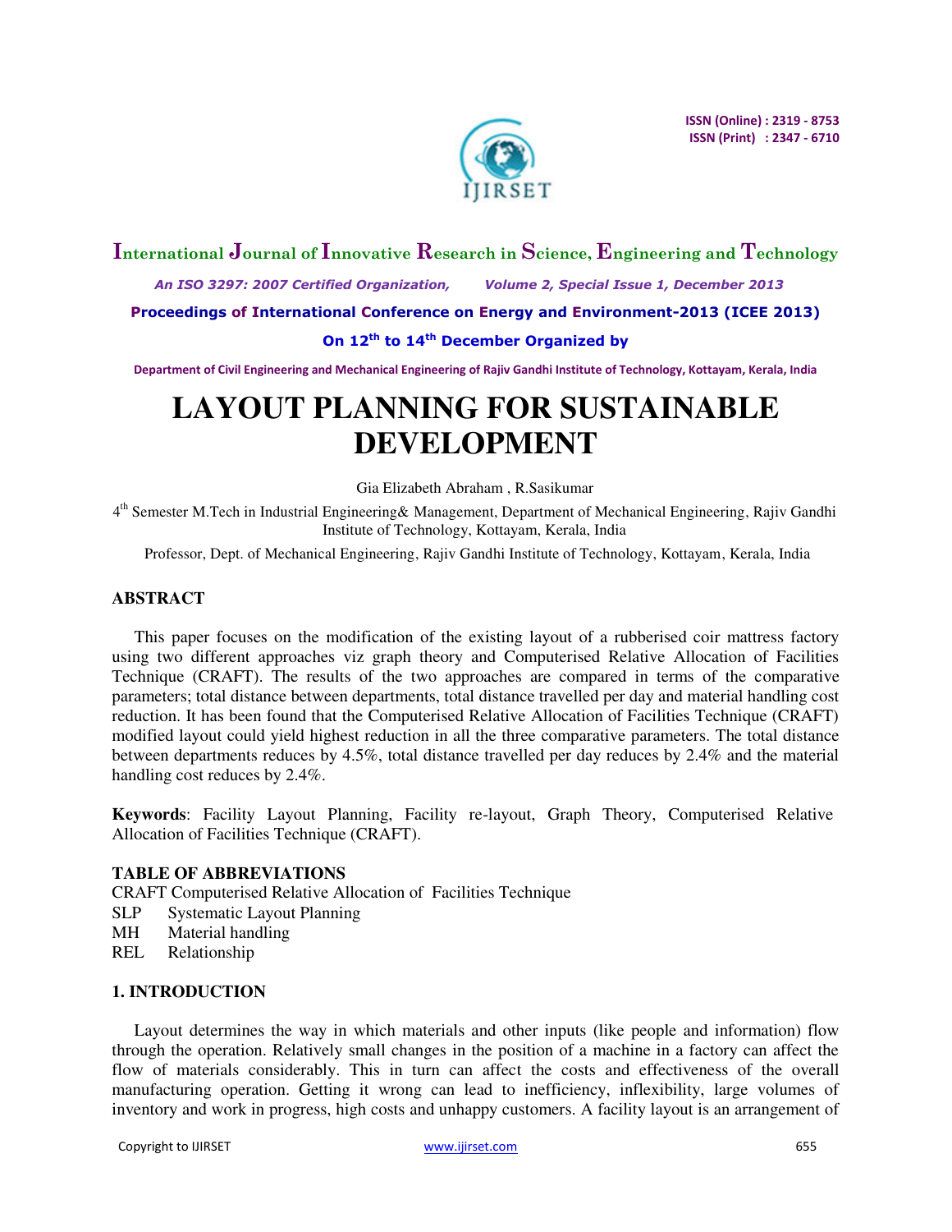# LAYOUT PLANNING FOR SUSTAINABLE DEVELOPMENT

Gia Elizabeth Abraham , R.Sasikumar

4th Semester M.Tech in Industrial Engineering& Management, Department of Mechanical Engineering, Rajiv Gandhi Institute of Technology, Kottayam, Kerala, India

Professor, Dept. of Mechanical Engineering, Rajiv Gandhi Institute of Technology, Kottayam, Kerala, India

## ABSTRACT

This paper focuses on the modification of the existing layout of a rubberised coir mattress factory using two different approaches viz graph theory and Computerised Relative Allocation of Facilities Technique (CRAFT). The results of the two approaches are compared in terms of the comparative parameters; total distance between departments, total distance travelled per day and material handling cost reduction. It has been found that the Computerised Relative Allocation of Facilities Technique (CRAFT) modified layout could yield highest reduction in all the three comparative parameters. The total distance between departments reduces by 4.5%, total distance travelled per day reduces by 2.4% and the material handling cost reduces by 2.4%.

**Keywords**: Facility Layout Planning, Facility re-layout, Graph Theory, Computerised Relative Allocation of Facilities Technique (CRAFT).

## TABLE OF ABBREVIATIONS

CRAFT Computerised Relative Allocation of Facilities Technique
SLP Systematic Layout Planning
MH Material handling
REL Relationship

## 1. INTRODUCTION

Layout determines the way in which materials and other inputs (like people and information) flow through the operation. Relatively small changes in the position of a machine in a factory can affect the flow of materials considerably. This in turn can affect the costs and effectiveness of the overall manufacturing operation. Getting it wrong can lead to inefficiency, inflexibility, large volumes of inventory and work in progress, high costs and unhappy customers. A facility layout is an arrangement of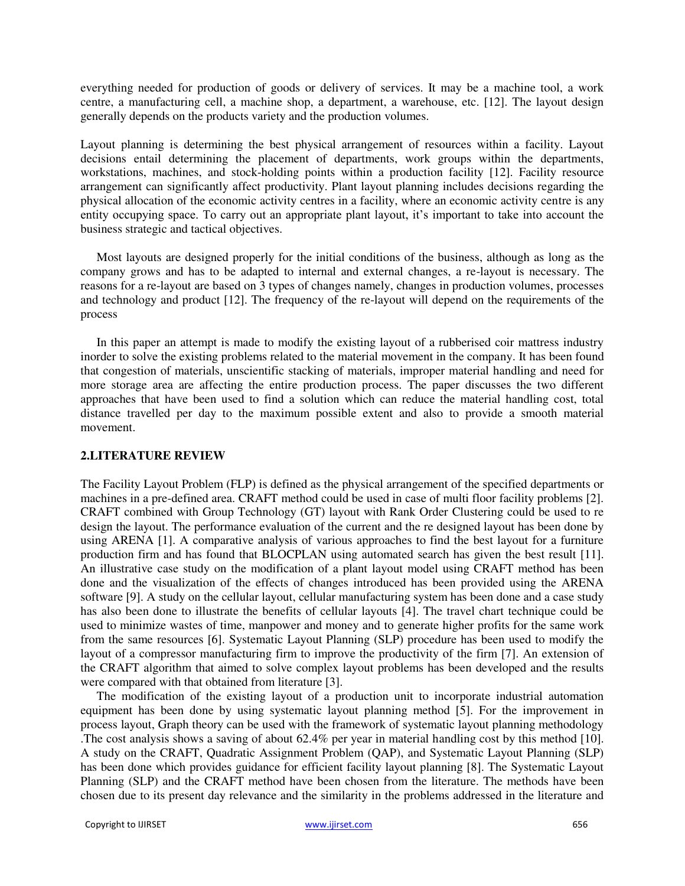everything needed for production of goods or delivery of services. It may be a machine tool, a work centre, a manufacturing cell, a machine shop, a department, a warehouse, etc. [12]. The layout design generally depends on the products variety and the production volumes.

Layout planning is determining the best physical arrangement of resources within a facility. Layout decisions entail determining the placement of departments, work groups within the departments, workstations, machines, and stock-holding points within a production facility [12]. Facility resource arrangement can significantly affect productivity. Plant layout planning includes decisions regarding the physical allocation of the economic activity centres in a facility, where an economic activity centre is any entity occupying space. To carry out an appropriate plant layout, it's important to take into account the business strategic and tactical objectives.

Most layouts are designed properly for the initial conditions of the business, although as long as the company grows and has to be adapted to internal and external changes, a re-layout is necessary. The reasons for a re-layout are based on 3 types of changes namely, changes in production volumes, processes and technology and product [12]. The frequency of the re-layout will depend on the requirements of the process

In this paper an attempt is made to modify the existing layout of a rubberised coir mattress industry inorder to solve the existing problems related to the material movement in the company. It has been found that congestion of materials, unscientific stacking of materials, improper material handling and need for more storage area are affecting the entire production process. The paper discusses the two different approaches that have been used to find a solution which can reduce the material handling cost, total distance travelled per day to the maximum possible extent and also to provide a smooth material movement.

## 2.LITERATURE REVIEW

The Facility Layout Problem (FLP) is defined as the physical arrangement of the specified departments or machines in a pre-defined area. CRAFT method could be used in case of multi floor facility problems [2]. CRAFT combined with Group Technology (GT) layout with Rank Order Clustering could be used to re design the layout. The performance evaluation of the current and the re designed layout has been done by using ARENA [1]. A comparative analysis of various approaches to find the best layout for a furniture production firm and has found that BLOCPLAN using automated search has given the best result [11]. An illustrative case study on the modification of a plant layout model using CRAFT method has been done and the visualization of the effects of changes introduced has been provided using the ARENA software [9]. A study on the cellular layout, cellular manufacturing system has been done and a case study has also been done to illustrate the benefits of cellular layouts [4]. The travel chart technique could be used to minimize wastes of time, manpower and money and to generate higher profits for the same work from the same resources [6]. Systematic Layout Planning (SLP) procedure has been used to modify the layout of a compressor manufacturing firm to improve the productivity of the firm [7]. An extension of the CRAFT algorithm that aimed to solve complex layout problems has been developed and the results were compared with that obtained from literature [3].

The modification of the existing layout of a production unit to incorporate industrial automation equipment has been done by using systematic layout planning method [5]. For the improvement in process layout, Graph theory can be used with the framework of systematic layout planning methodology .The cost analysis shows a saving of about 62.4% per year in material handling cost by this method [10]. A study on the CRAFT, Quadratic Assignment Problem (QAP), and Systematic Layout Planning (SLP) has been done which provides guidance for efficient facility layout planning [8]. The Systematic Layout Planning (SLP) and the CRAFT method have been chosen from the literature. The methods have been chosen due to its present day relevance and the similarity in the problems addressed in the literature and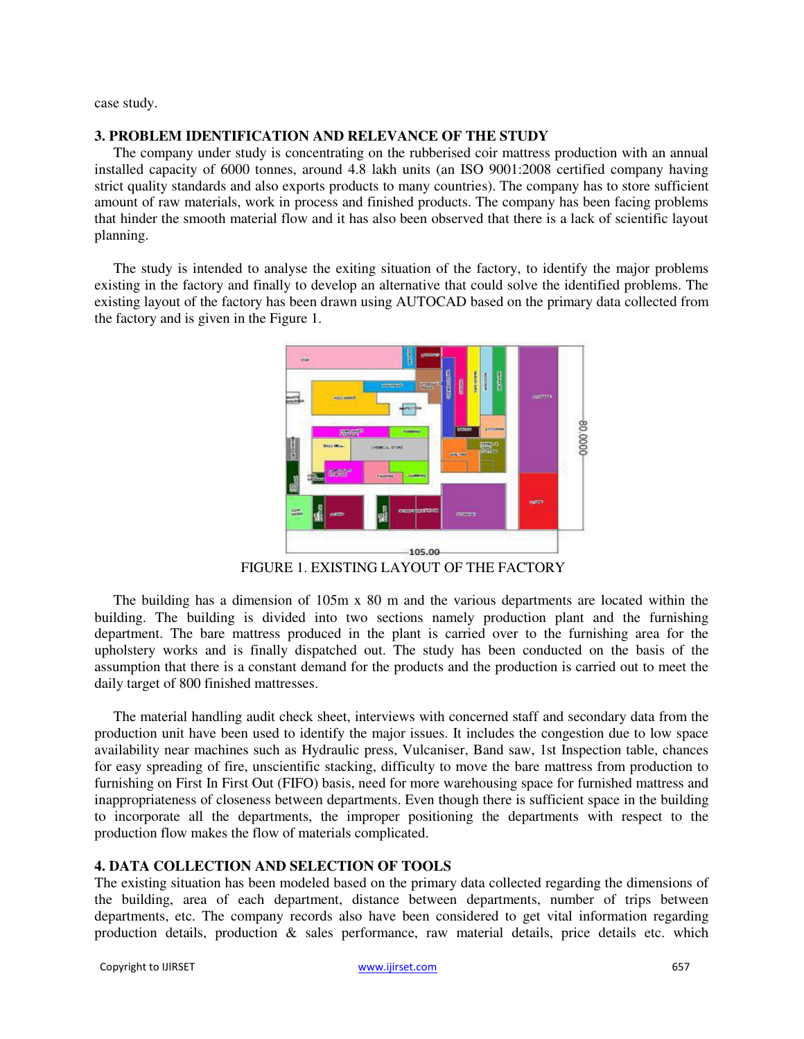case study.

## 3. PROBLEM IDENTIFICATION AND RELEVANCE OF THE STUDY

The company under study is concentrating on the rubberised coir mattress production with an annual installed capacity of 6000 tonnes, around 4.8 lakh units (an ISO 9001:2008 certified company having strict quality standards and also exports products to many countries). The company has to store sufficient amount of raw materials, work in process and finished products. The company has been facing problems that hinder the smooth material flow and it has also been observed that there is a lack of scientific layout planning.

The study is intended to analyse the exiting situation of the factory, to identify the major problems existing in the factory and finally to develop an alternative that could solve the identified problems. The existing layout of the factory has been drawn using AUTOCAD based on the primary data collected from the factory and is given in the Figure 1.

FIGURE 1. EXISTING LAYOUT OF THE FACTORY

The building has a dimension of 105m x 80 m and the various departments are located within the building. The building is divided into two sections namely production plant and the furnishing department. The bare mattress produced in the plant is carried over to the furnishing area for the upholstery works and is finally dispatched out. The study has been conducted on the basis of the assumption that there is a constant demand for the products and the production is carried out to meet the daily target of 800 finished mattresses.

The material handling audit check sheet, interviews with concerned staff and secondary data from the production unit have been used to identify the major issues. It includes the congestion due to low space availability near machines such as Hydraulic press, Vulcaniser, Band saw, 1st Inspection table, chances for easy spreading of fire, unscientific stacking, difficulty to move the bare mattress from production to furnishing on First In First Out (FIFO) basis, need for more warehousing space for furnished mattress and inappropriateness of closeness between departments. Even though there is sufficient space in the building to incorporate all the departments, the improper positioning the departments with respect to the production flow makes the flow of materials complicated.

## 4. DATA COLLECTION AND SELECTION OF TOOLS

The existing situation has been modeled based on the primary data collected regarding the dimensions of the building, area of each department, distance between departments, number of trips between departments, etc. The company records also have been considered to get vital information regarding production details, production & sales performance, raw material details, price details etc. which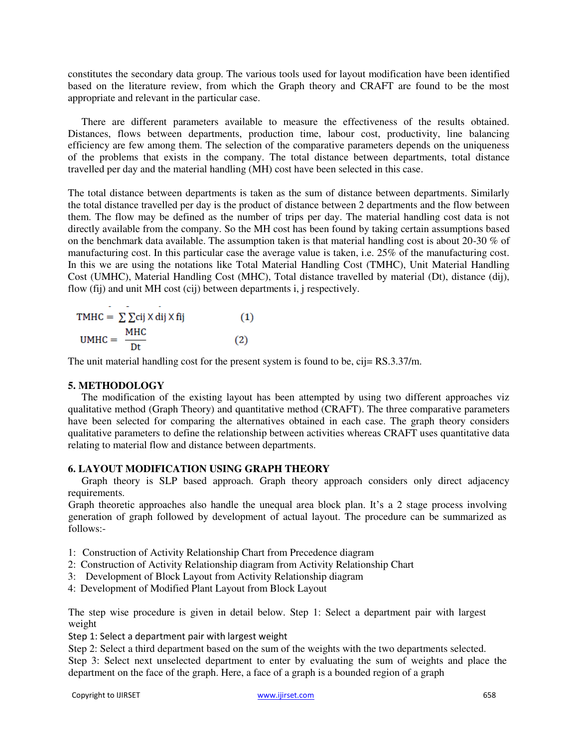constitutes the secondary data group. The various tools used for layout modification have been identified based on the literature review, from which the Graph theory and CRAFT are found to be the most appropriate and relevant in the particular case.

There are different parameters available to measure the effectiveness of the results obtained. Distances, flows between departments, production time, labour cost, productivity, line balancing efficiency are few among them. The selection of the comparative parameters depends on the uniqueness of the problems that exists in the company. The total distance between departments, total distance travelled per day and the material handling (MH) cost have been selected in this case.

The total distance between departments is taken as the sum of distance between departments. Similarly the total distance travelled per day is the product of distance between 2 departments and the flow between them. The flow may be defined as the number of trips per day. The material handling cost data is not directly available from the company. So the MH cost has been found by taking certain assumptions based on the benchmark data available. The assumption taken is that material handling cost is about 20-30 % of manufacturing cost. In this particular case the average value is taken, i.e. 25% of the manufacturing cost. In this we are using the notations like Total Material Handling Cost (TMHC), Unit Material Handling Cost (UMHC), Material Handling Cost (MHC), Total distance travelled by material (Dt), distance (dij), flow (fij) and unit MH cost (cij) between departments i, j respectively.

$$\text{TMHC} = \sum \sum \text{cij} \times \text{dij} \times \text{fij} \qquad (1)$$

$$\text{UMHC} = \frac{\text{MHC}}{\text{Dt}} \qquad (2)$$

The unit material handling cost for the present system is found to be, cij= RS.3.37/m.

## 5. METHODOLOGY

The modification of the existing layout has been attempted by using two different approaches viz qualitative method (Graph Theory) and quantitative method (CRAFT). The three comparative parameters have been selected for comparing the alternatives obtained in each case. The graph theory considers qualitative parameters to define the relationship between activities whereas CRAFT uses quantitative data relating to material flow and distance between departments.

## 6. LAYOUT MODIFICATION USING GRAPH THEORY

Graph theory is SLP based approach. Graph theory approach considers only direct adjacency requirements.

Graph theoretic approaches also handle the unequal area block plan. It's a 2 stage process involving generation of graph followed by development of actual layout. The procedure can be summarized as follows:-

1: Construction of Activity Relationship Chart from Precedence diagram
2: Construction of Activity Relationship diagram from Activity Relationship Chart
3: Development of Block Layout from Activity Relationship diagram
4: Development of Modified Plant Layout from Block Layout

The step wise procedure is given in detail below. Step 1: Select a department pair with largest weight

Step 1: Select a department pair with largest weight

Step 2: Select a third department based on the sum of the weights with the two departments selected.

Step 3: Select next unselected department to enter by evaluating the sum of weights and place the department on the face of the graph. Here, a face of a graph is a bounded region of a graph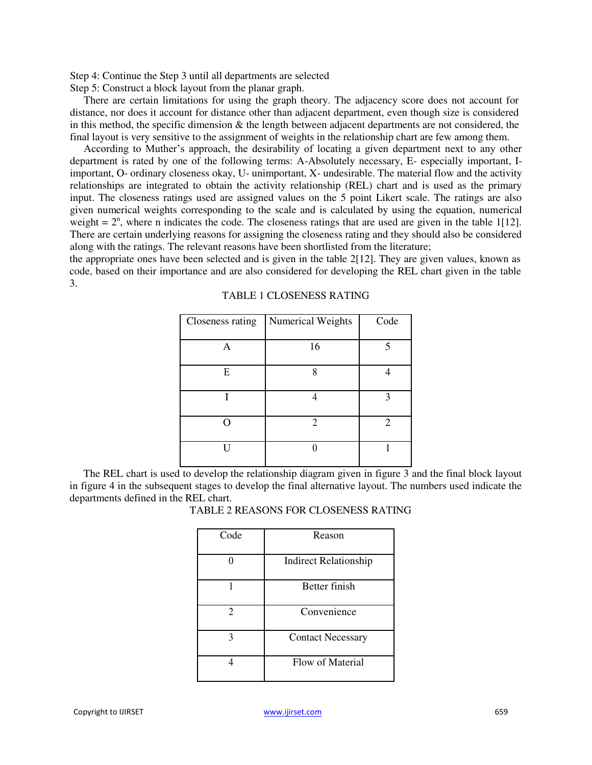Step 4: Continue the Step 3 until all departments are selected

Step 5: Construct a block layout from the planar graph.

There are certain limitations for using the graph theory. The adjacency score does not account for distance, nor does it account for distance other than adjacent department, even though size is considered in this method, the specific dimension & the length between adjacent departments are not considered, the final layout is very sensitive to the assignment of weights in the relationship chart are few among them.

According to Muther's approach, the desirability of locating a given department next to any other department is rated by one of the following terms: A-Absolutely necessary, E- especially important, I- important, O- ordinary closeness okay, U- unimportant, X- undesirable. The material flow and the activity relationships are integrated to obtain the activity relationship (REL) chart and is used as the primary input. The closeness ratings used are assigned values on the 5 point Likert scale. The ratings are also given numerical weights corresponding to the scale and is calculated by using the equation, numerical weight = $2^n$, where n indicates the code. The closeness ratings that are used are given in the table 1[12]. There are certain underlying reasons for assigning the closeness rating and they should also be considered along with the ratings. The relevant reasons have been shortlisted from the literature;

the appropriate ones have been selected and is given in the table 2[12]. They are given values, known as code, based on their importance and are also considered for developing the REL chart given in the table 3.

TABLE 1 CLOSENESS RATING

| Closeness rating | Numerical Weights | Code |
|---|---|---|
| A | 16 | 5 |
| E | 8 | 4 |
| I | 4 | 3 |
| O | 2 | 2 |
| U | 0 | 1 |

The REL chart is used to develop the relationship diagram given in figure 3 and the final block layout in figure 4 in the subsequent stages to develop the final alternative layout. The numbers used indicate the departments defined in the REL chart.

TABLE 2 REASONS FOR CLOSENESS RATING

| Code | Reason |
|---|---|
| 0 | Indirect Relationship |
| 1 | Better finish |
| 2 | Convenience |
| 3 | Contact Necessary |
| 4 | Flow of Material |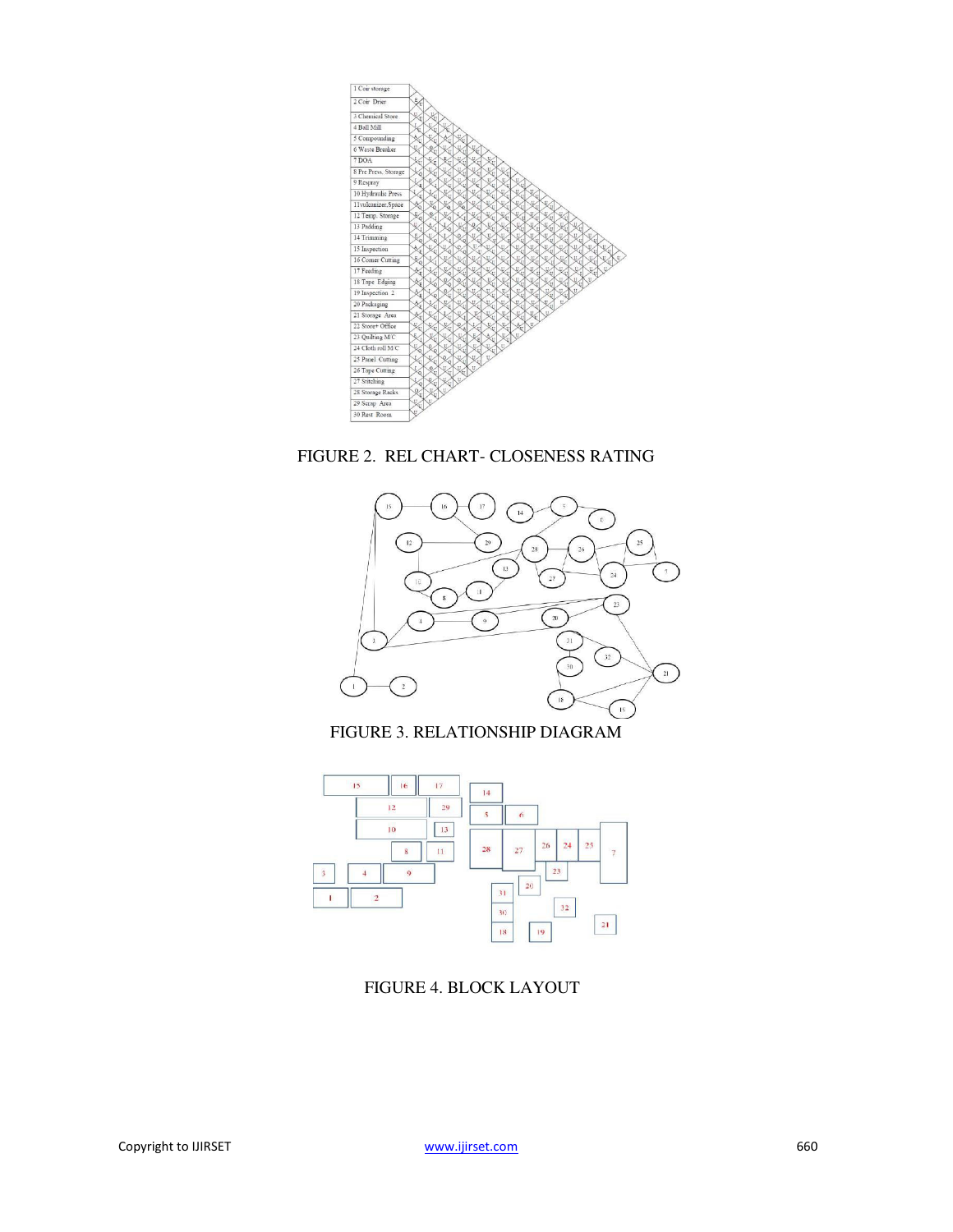| |
|---|
| 1 Coir storage |
| 2 Coir Drier |
| 3 Chemical Store |
| 4 Ball Mill |
| 5 Compounding |
| 6 Waste Breaker |
| 7 DOA |
| 8 Pre Press. Storage |
| 9 Respray |
| 10 Hydraulic Press |
| 11vulcanizer.Space |
| 12 Temp. Storage |
| 13 Padding |
| 14 Trimming |
| 15 Inspection |
| 16 Corner Cutting |
| 17 Feeding |
| 18 Tape Edging |
| 19 Inspection 2 |
| 20 Packaging |
| 21 Storage Area |
| 22 Store+ Office |
| 23 Quilting M/C |
| 24 Cloth roll M/C |
| 25 Panel Cutting |
| 26 Tape Cutting |
| 27 Stitching |
| 28 Storage Racks |
| 29 Scrap Area |
| 30 Rest Room |

FIGURE 2. REL CHART- CLOSENESS RATING

FIGURE 3. RELATIONSHIP DIAGRAM

FIGURE 4. BLOCK LAYOUT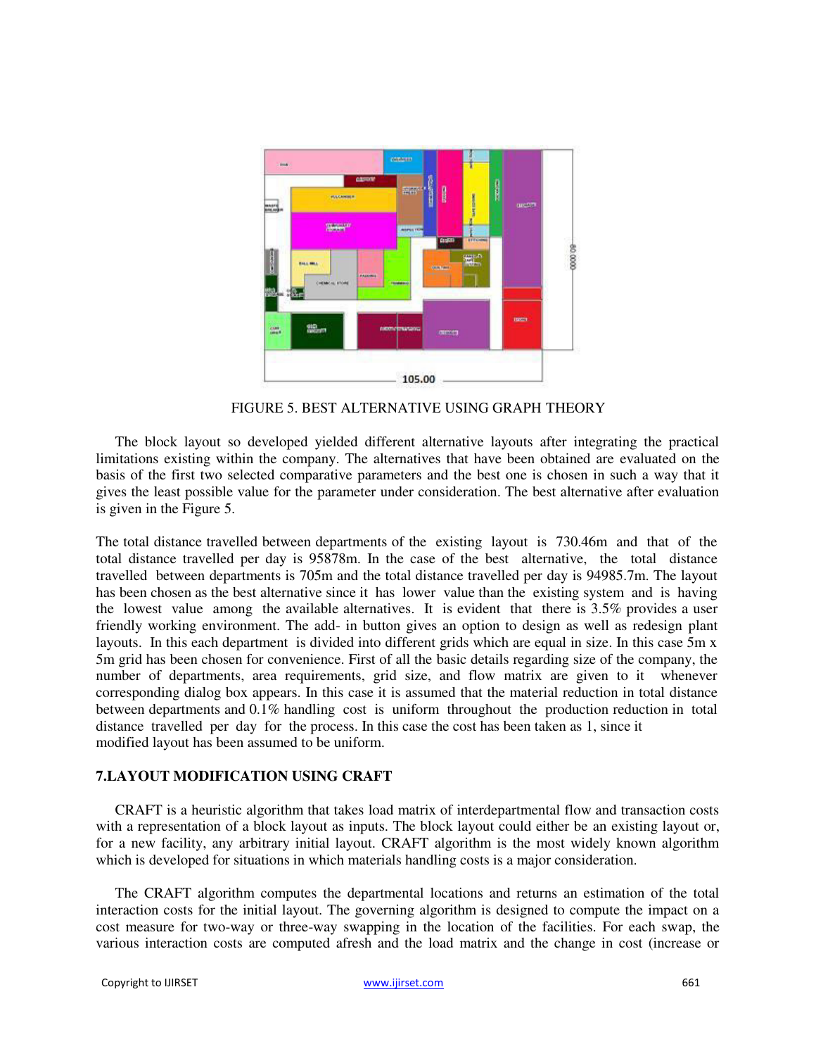FIGURE 5. BEST ALTERNATIVE USING GRAPH THEORY

The block layout so developed yielded different alternative layouts after integrating the practical limitations existing within the company. The alternatives that have been obtained are evaluated on the basis of the first two selected comparative parameters and the best one is chosen in such a way that it gives the least possible value for the parameter under consideration. The best alternative after evaluation is given in the Figure 5.

The total distance travelled between departments of the existing layout is 730.46m and that of the total distance travelled per day is 95878m. In the case of the best alternative, the total distance travelled between departments is 705m and the total distance travelled per day is 94985.7m. The layout has been chosen as the best alternative since it has lower value than the existing system and is having the lowest value among the available alternatives. It is evident that there is 3.5% provides a user friendly working environment. The add- in button gives an option to design as well as redesign plant layouts. In this each department is divided into different grids which are equal in size. In this case 5m x 5m grid has been chosen for convenience. First of all the basic details regarding size of the company, the number of departments, area requirements, grid size, and flow matrix are given to it whenever corresponding dialog box appears. In this case it is assumed that the material reduction in total distance between departments and 0.1% handling cost is uniform throughout the production reduction in total distance travelled per day for the process. In this case the cost has been taken as 1, since it modified layout has been assumed to be uniform.

## 7.LAYOUT MODIFICATION USING CRAFT

CRAFT is a heuristic algorithm that takes load matrix of interdepartmental flow and transaction costs with a representation of a block layout as inputs. The block layout could either be an existing layout or, for a new facility, any arbitrary initial layout. CRAFT algorithm is the most widely known algorithm which is developed for situations in which materials handling costs is a major consideration.

The CRAFT algorithm computes the departmental locations and returns an estimation of the total interaction costs for the initial layout. The governing algorithm is designed to compute the impact on a cost measure for two-way or three-way swapping in the location of the facilities. For each swap, the various interaction costs are computed afresh and the load matrix and the change in cost (increase or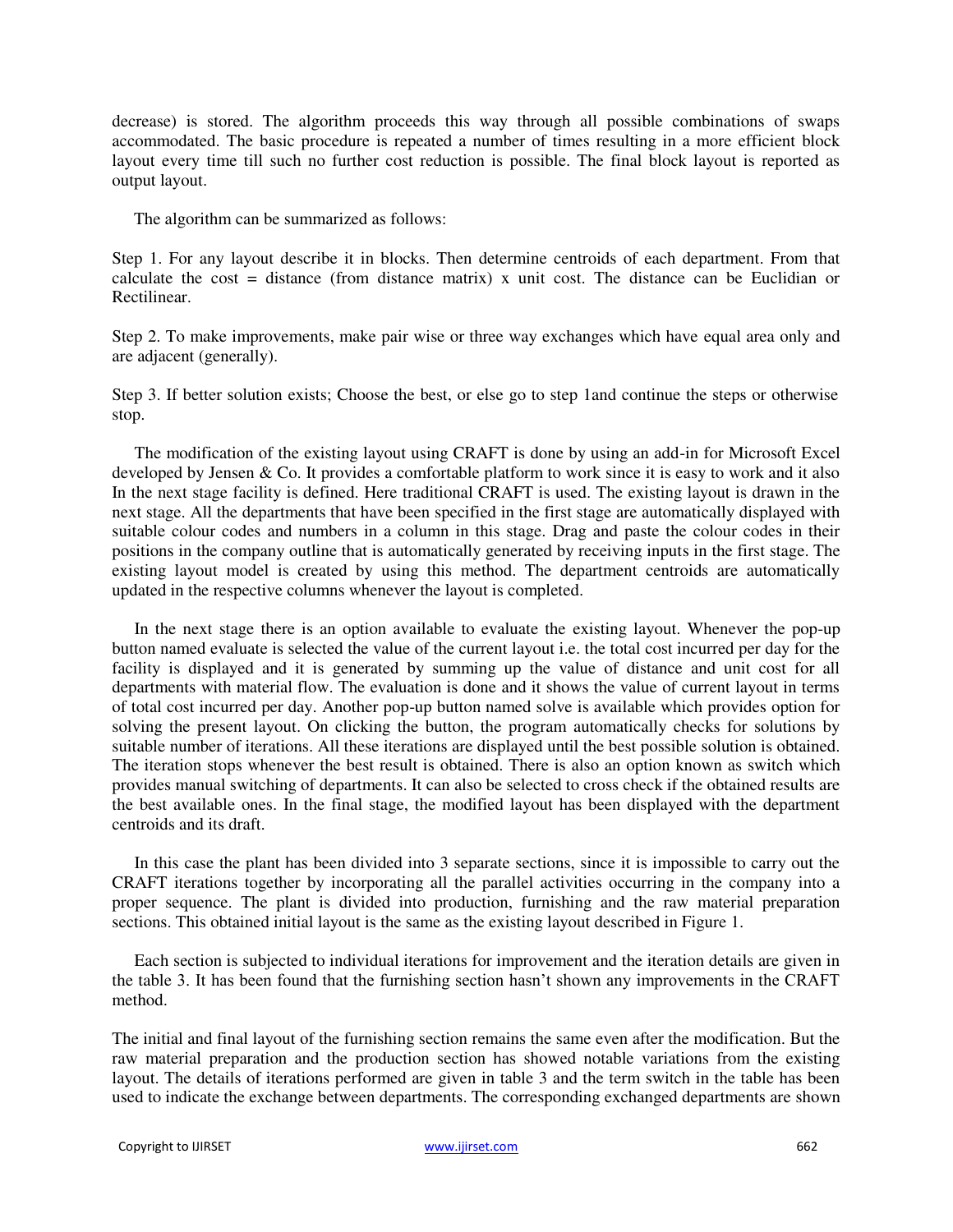decrease) is stored. The algorithm proceeds this way through all possible combinations of swaps accommodated. The basic procedure is repeated a number of times resulting in a more efficient block layout every time till such no further cost reduction is possible. The final block layout is reported as output layout.

The algorithm can be summarized as follows:

Step 1. For any layout describe it in blocks. Then determine centroids of each department. From that calculate the cost = distance (from distance matrix) x unit cost. The distance can be Euclidian or Rectilinear.

Step 2. To make improvements, make pair wise or three way exchanges which have equal area only and are adjacent (generally).

Step 3. If better solution exists; Choose the best, or else go to step 1and continue the steps or otherwise stop.

The modification of the existing layout using CRAFT is done by using an add-in for Microsoft Excel developed by Jensen & Co. It provides a comfortable platform to work since it is easy to work and it also In the next stage facility is defined. Here traditional CRAFT is used. The existing layout is drawn in the next stage. All the departments that have been specified in the first stage are automatically displayed with suitable colour codes and numbers in a column in this stage. Drag and paste the colour codes in their positions in the company outline that is automatically generated by receiving inputs in the first stage. The existing layout model is created by using this method. The department centroids are automatically updated in the respective columns whenever the layout is completed.

In the next stage there is an option available to evaluate the existing layout. Whenever the pop-up button named evaluate is selected the value of the current layout i.e. the total cost incurred per day for the facility is displayed and it is generated by summing up the value of distance and unit cost for all departments with material flow. The evaluation is done and it shows the value of current layout in terms of total cost incurred per day. Another pop-up button named solve is available which provides option for solving the present layout. On clicking the button, the program automatically checks for solutions by suitable number of iterations. All these iterations are displayed until the best possible solution is obtained. The iteration stops whenever the best result is obtained. There is also an option known as switch which provides manual switching of departments. It can also be selected to cross check if the obtained results are the best available ones. In the final stage, the modified layout has been displayed with the department centroids and its draft.

In this case the plant has been divided into 3 separate sections, since it is impossible to carry out the CRAFT iterations together by incorporating all the parallel activities occurring in the company into a proper sequence. The plant is divided into production, furnishing and the raw material preparation sections. This obtained initial layout is the same as the existing layout described in Figure 1.

Each section is subjected to individual iterations for improvement and the iteration details are given in the table 3. It has been found that the furnishing section hasn't shown any improvements in the CRAFT method.

The initial and final layout of the furnishing section remains the same even after the modification. But the raw material preparation and the production section has showed notable variations from the existing layout. The details of iterations performed are given in table 3 and the term switch in the table has been used to indicate the exchange between departments. The corresponding exchanged departments are shown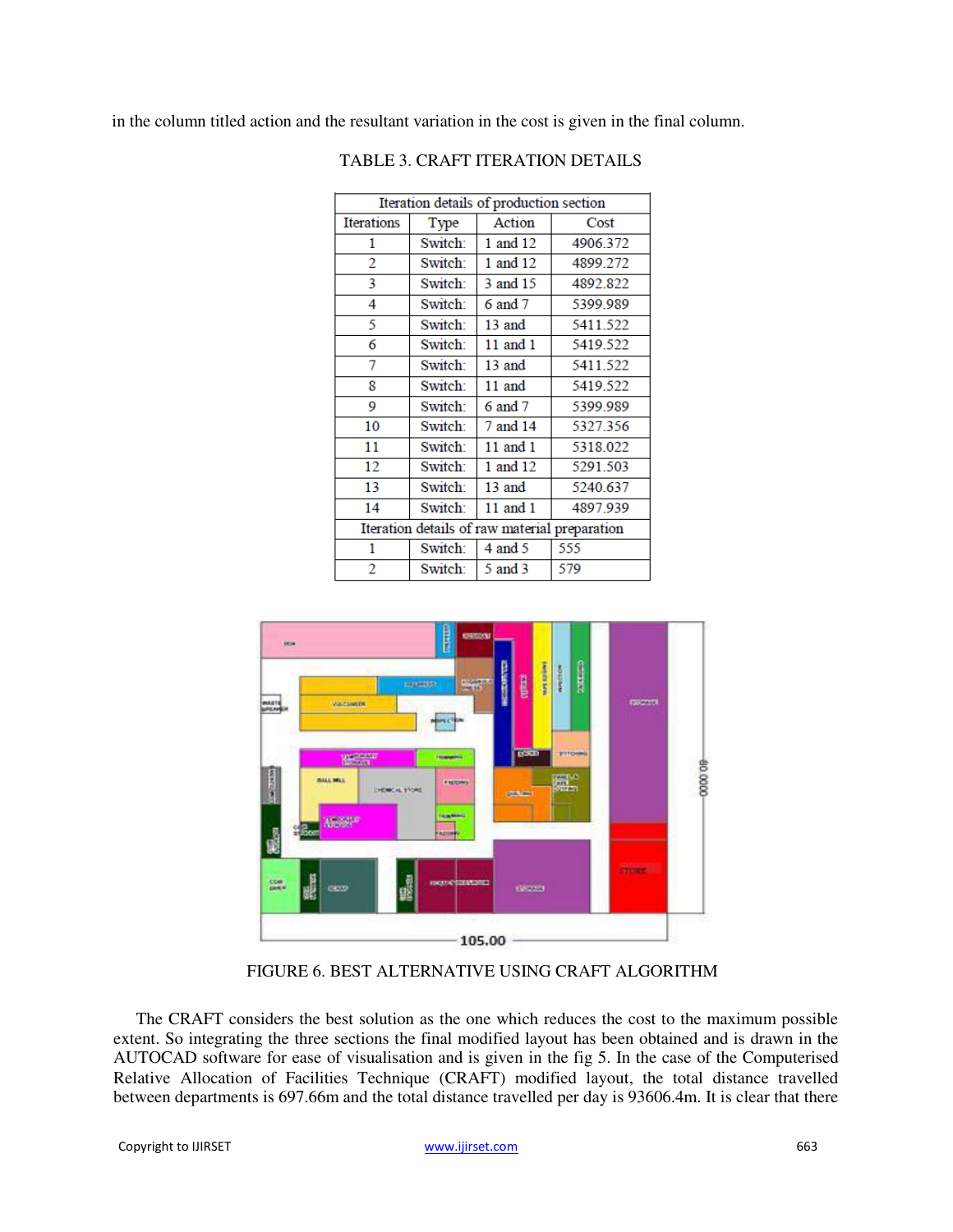in the column titled action and the resultant variation in the cost is given in the final column.

TABLE 3. CRAFT ITERATION DETAILS

| Iteration details of production section | | | |
|---|---|---|---|
| Iterations | Type | Action | Cost |
| 1 | Switch: | 1 and 12 | 4906.372 |
| 2 | Switch: | 1 and 12 | 4899.272 |
| 3 | Switch: | 3 and 15 | 4892.822 |
| 4 | Switch: | 6 and 7 | 5399.989 |
| 5 | Switch: | 13 and | 5411.522 |
| 6 | Switch: | 11 and 1 | 5419.522 |
| 7 | Switch: | 13 and | 5411.522 |
| 8 | Switch: | 11 and | 5419.522 |
| 9 | Switch: | 6 and 7 | 5399.989 |
| 10 | Switch: | 7 and 14 | 5327.356 |
| 11 | Switch: | 11 and 1 | 5318.022 |
| 12 | Switch: | 1 and 12 | 5291.503 |
| 13 | Switch: | 13 and | 5240.637 |
| 14 | Switch: | 11 and 1 | 4897.939 |
| Iteration details of raw material preparation | | | |
| 1 | Switch: | 4 and 5 | 555 |
| 2 | Switch: | 5 and 3 | 579 |

FIGURE 6. BEST ALTERNATIVE USING CRAFT ALGORITHM

The CRAFT considers the best solution as the one which reduces the cost to the maximum possible extent. So integrating the three sections the final modified layout has been obtained and is drawn in the AUTOCAD software for ease of visualisation and is given in the fig 5. In the case of the Computerised Relative Allocation of Facilities Technique (CRAFT) modified layout, the total distance travelled between departments is 697.66m and the total distance travelled per day is 93606.4m. It is clear that there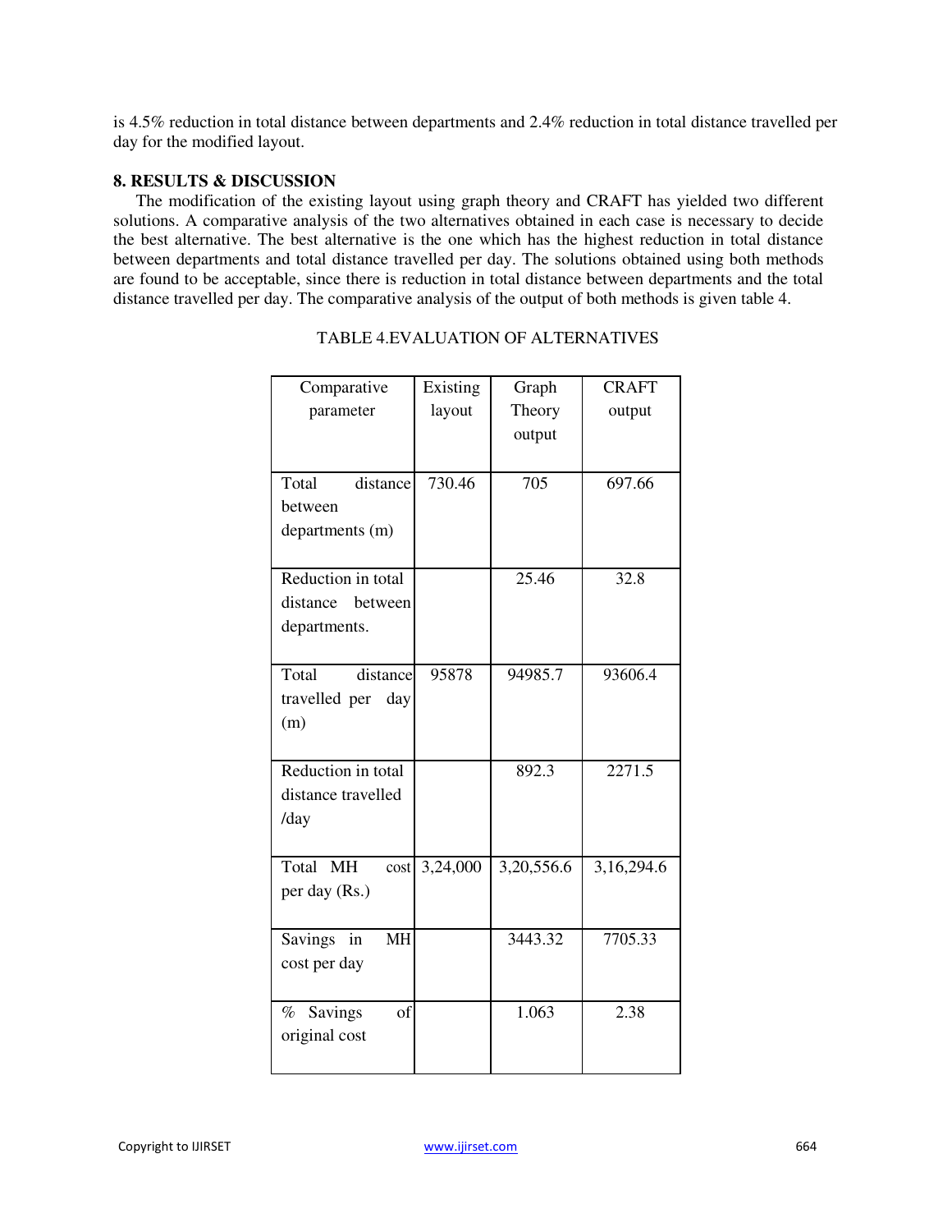is 4.5% reduction in total distance between departments and 2.4% reduction in total distance travelled per day for the modified layout.

## 8. RESULTS & DISCUSSION

The modification of the existing layout using graph theory and CRAFT has yielded two different solutions. A comparative analysis of the two alternatives obtained in each case is necessary to decide the best alternative. The best alternative is the one which has the highest reduction in total distance between departments and total distance travelled per day. The solutions obtained using both methods are found to be acceptable, since there is reduction in total distance between departments and the total distance travelled per day. The comparative analysis of the output of both methods is given table 4.

TABLE 4.EVALUATION OF ALTERNATIVES

| Comparative parameter | Existing layout | Graph Theory output | CRAFT output |
|---|---|---|---|
| Total distance between departments (m) | 730.46 | 705 | 697.66 |
| Reduction in total distance between departments. | | 25.46 | 32.8 |
| Total distance travelled per day (m) | 95878 | 94985.7 | 93606.4 |
| Reduction in total distance travelled /day | | 892.3 | 2271.5 |
| Total MH cost per day (Rs.) | 3,24,000 | 3,20,556.6 | 3,16,294.6 |
| Savings in MH cost per day | | 3443.32 | 7705.33 |
| % Savings of original cost | | 1.063 | 2.38 |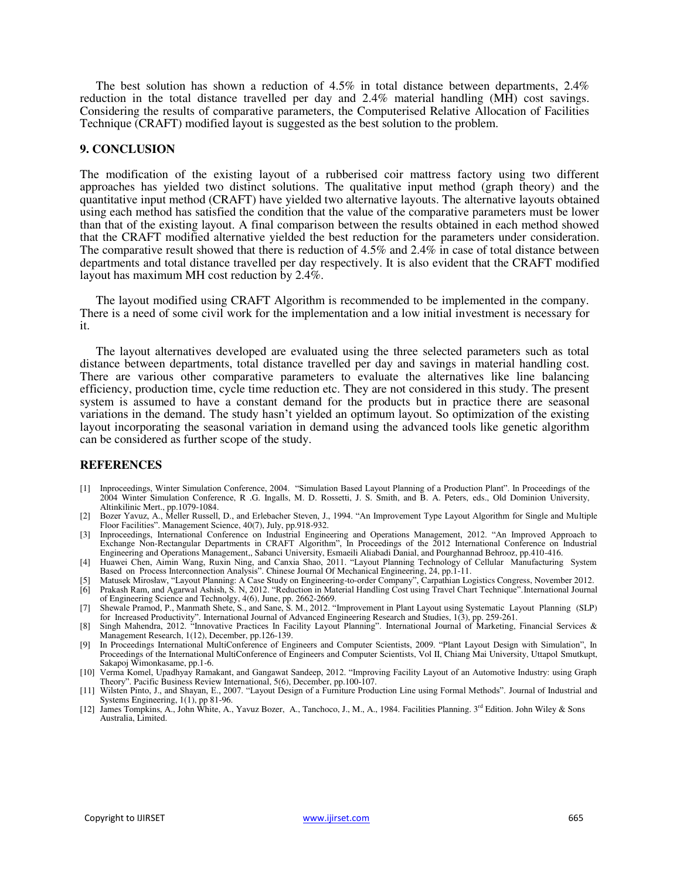The best solution has shown a reduction of 4.5% in total distance between departments, 2.4% reduction in the total distance travelled per day and 2.4% material handling (MH) cost savings. Considering the results of comparative parameters, the Computerised Relative Allocation of Facilities Technique (CRAFT) modified layout is suggested as the best solution to the problem.

## 9. CONCLUSION

The modification of the existing layout of a rubberised coir mattress factory using two different approaches has yielded two distinct solutions. The qualitative input method (graph theory) and the quantitative input method (CRAFT) have yielded two alternative layouts. The alternative layouts obtained using each method has satisfied the condition that the value of the comparative parameters must be lower than that of the existing layout. A final comparison between the results obtained in each method showed that the CRAFT modified alternative yielded the best reduction for the parameters under consideration. The comparative result showed that there is reduction of 4.5% and 2.4% in case of total distance between departments and total distance travelled per day respectively. It is also evident that the CRAFT modified layout has maximum MH cost reduction by 2.4%.

The layout modified using CRAFT Algorithm is recommended to be implemented in the company. There is a need of some civil work for the implementation and a low initial investment is necessary for it.

The layout alternatives developed are evaluated using the three selected parameters such as total distance between departments, total distance travelled per day and savings in material handling cost. There are various other comparative parameters to evaluate the alternatives like line balancing efficiency, production time, cycle time reduction etc. They are not considered in this study. The present system is assumed to have a constant demand for the products but in practice there are seasonal variations in the demand. The study hasn't yielded an optimum layout. So optimization of the existing layout incorporating the seasonal variation in demand using the advanced tools like genetic algorithm can be considered as further scope of the study.

## REFERENCES

[1] Inproceedings, Winter Simulation Conference, 2004. "Simulation Based Layout Planning of a Production Plant". In Proceedings of the 2004 Winter Simulation Conference, R .G. Ingalls, M. D. Rossetti, J. S. Smith, and B. A. Peters, eds., Old Dominion University, Altinkilinic Mert., pp.1079-1084.

[2] Bozer Yavuz, A., Meller Russell, D., and Erlebacher Steven, J., 1994. "An Improvement Type Layout Algorithm for Single and Multiple Floor Facilities". Management Science, 40(7), July, pp.918-932.

[3] Inproceedings, International Conference on Industrial Engineering and Operations Management, 2012. "An Improved Approach to Exchange Non-Rectangular Departments in CRAFT Algorithm", In Proceedings of the 2012 International Conference on Industrial Engineering and Operations Management,, Sabanci University, Esmaeili Aliabadi Danial, and Pourghannad Behrooz, pp.410-416.

[4] Huawei Chen, Aimin Wang, Ruxin Ning, and Canxia Shao, 2011. "Layout Planning Technology of Cellular Manufacturing System Based on Process Interconnection Analysis". Chinese Journal Of Mechanical Engineering, 24, pp.1-11.

[5] Matusek Mirosław, "Layout Planning: A Case Study on Engineering-to-order Company", Carpathian Logistics Congress, November 2012.

[6] Prakash Ram, and Agarwal Ashish, S. N, 2012. "Reduction in Material Handling Cost using Travel Chart Technique".International Journal of Engineering Science and Technolgy, 4(6), June, pp. 2662-2669.

[7] Shewale Pramod, P., Manmath Shete, S., and Sane, S. M., 2012. "Improvement in Plant Layout using Systematic Layout Planning (SLP) for Increased Productivity". International Journal of Advanced Engineering Research and Studies, 1(3), pp. 259-261.

[8] Singh Mahendra, 2012. "Innovative Practices In Facility Layout Planning". International Journal of Marketing, Financial Services & Management Research, 1(12), December, pp.126-139.

[9] In Proceedings International MultiConference of Engineers and Computer Scientists, 2009. "Plant Layout Design with Simulation", In Proceedings of the International MultiConference of Engineers and Computer Scientists, Vol II, Chiang Mai University, Uttapol Smutkupt, Sakapoj Wimonkasame, pp.1-6.

[10] Verma Komel, Upadhyay Ramakant, and Gangawat Sandeep, 2012. "Improving Facility Layout of an Automotive Industry: using Graph Theory". Pacific Business Review International, 5(6), December, pp.100-107.

[11] Wilsten Pinto, J., and Shayan, E., 2007. "Layout Design of a Furniture Production Line using Formal Methods". Journal of Industrial and Systems Engineering, 1(1), pp 81-96.

[12] James Tompkins, A., John White, A., Yavuz Bozer, A., Tanchoco, J., M., A., 1984. Facilities Planning. 3rd Edition. John Wiley & Sons Australia, Limited.